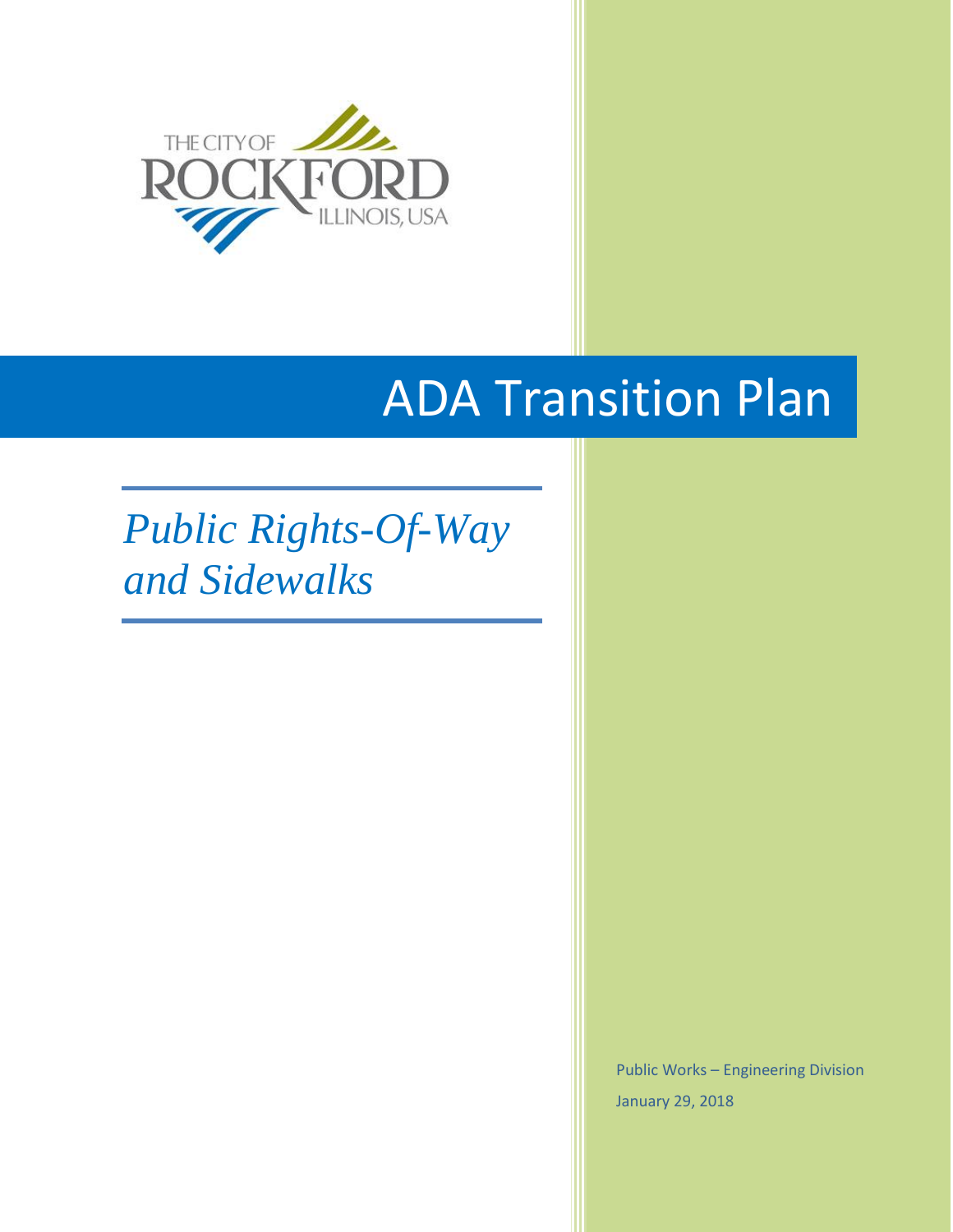THE CITY OF
ROCKFORD
ILLINOIS, USA

# ADA Transition Plan

## *Public Rights-Of-Way and Sidewalks*

Public Works – Engineering Division

January 29, 2018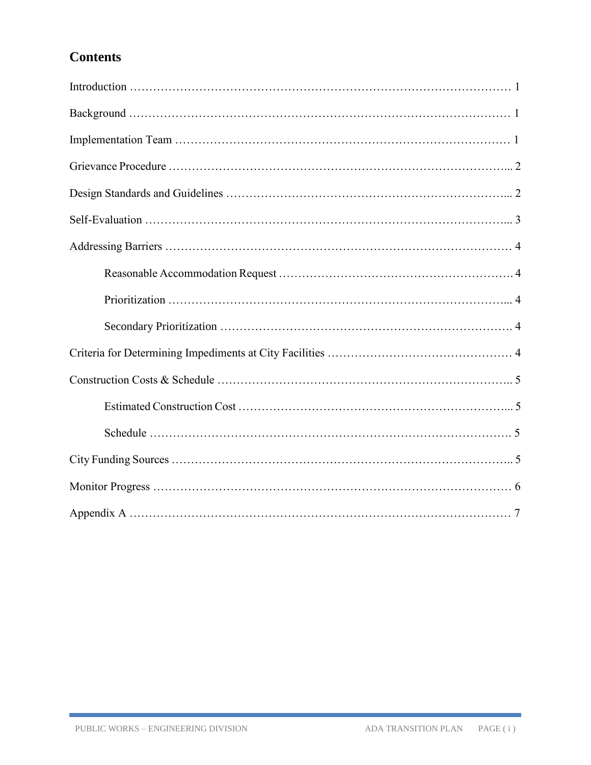## Contents

Introduction ........................................................................................ 1

Background ........................................................................................ 1

Implementation Team ........................................................................ 1

Grievance Procedure ......................................................................... 2

Design Standards and Guidelines ...................................................... 2

Self-Evaluation ................................................................................... 3

Addressing Barriers ............................................................................ 4

- Reasonable Accommodation Request ............................................. 4
- Prioritization ................................................................................... 4
- Secondary Prioritization ................................................................. 4

Criteria for Determining Impediments at City Facilities ......................... 4

Construction Costs & Schedule ............................................................ 5

- Estimated Construction Cost .......................................................... 5
- Schedule ........................................................................................ 5

City Funding Sources .......................................................................... 5

Monitor Progress ................................................................................ 6

Appendix A ........................................................................................ 7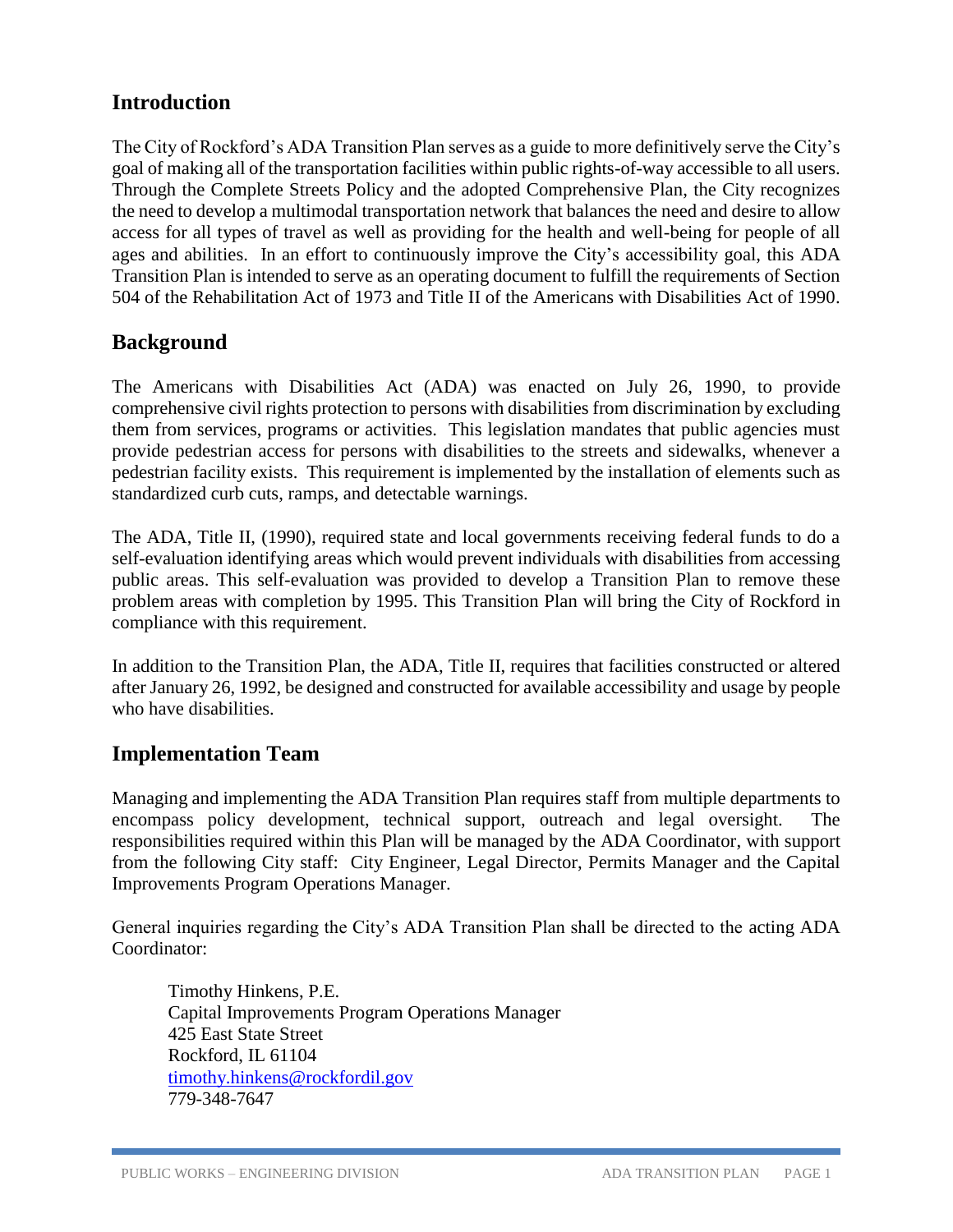## Introduction

The City of Rockford's ADA Transition Plan serves as a guide to more definitively serve the City's goal of making all of the transportation facilities within public rights-of-way accessible to all users. Through the Complete Streets Policy and the adopted Comprehensive Plan, the City recognizes the need to develop a multimodal transportation network that balances the need and desire to allow access for all types of travel as well as providing for the health and well-being for people of all ages and abilities. In an effort to continuously improve the City's accessibility goal, this ADA Transition Plan is intended to serve as an operating document to fulfill the requirements of Section 504 of the Rehabilitation Act of 1973 and Title II of the Americans with Disabilities Act of 1990.

## Background

The Americans with Disabilities Act (ADA) was enacted on July 26, 1990, to provide comprehensive civil rights protection to persons with disabilities from discrimination by excluding them from services, programs or activities. This legislation mandates that public agencies must provide pedestrian access for persons with disabilities to the streets and sidewalks, whenever a pedestrian facility exists. This requirement is implemented by the installation of elements such as standardized curb cuts, ramps, and detectable warnings.

The ADA, Title II, (1990), required state and local governments receiving federal funds to do a self-evaluation identifying areas which would prevent individuals with disabilities from accessing public areas. This self-evaluation was provided to develop a Transition Plan to remove these problem areas with completion by 1995. This Transition Plan will bring the City of Rockford in compliance with this requirement.

In addition to the Transition Plan, the ADA, Title II, requires that facilities constructed or altered after January 26, 1992, be designed and constructed for available accessibility and usage by people who have disabilities.

## Implementation Team

Managing and implementing the ADA Transition Plan requires staff from multiple departments to encompass policy development, technical support, outreach and legal oversight. The responsibilities required within this Plan will be managed by the ADA Coordinator, with support from the following City staff: City Engineer, Legal Director, Permits Manager and the Capital Improvements Program Operations Manager.

General inquiries regarding the City's ADA Transition Plan shall be directed to the acting ADA Coordinator:

Timothy Hinkens, P.E.
Capital Improvements Program Operations Manager
425 East State Street
Rockford, IL 61104
timothy.hinkens@rockfordil.gov
779-348-7647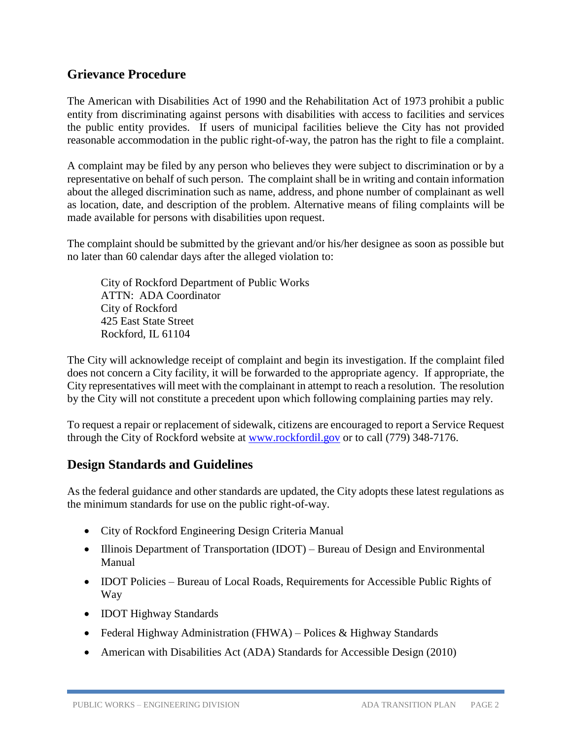## Grievance Procedure

The American with Disabilities Act of 1990 and the Rehabilitation Act of 1973 prohibit a public entity from discriminating against persons with disabilities with access to facilities and services the public entity provides. If users of municipal facilities believe the City has not provided reasonable accommodation in the public right-of-way, the patron has the right to file a complaint.

A complaint may be filed by any person who believes they were subject to discrimination or by a representative on behalf of such person. The complaint shall be in writing and contain information about the alleged discrimination such as name, address, and phone number of complainant as well as location, date, and description of the problem. Alternative means of filing complaints will be made available for persons with disabilities upon request.

The complaint should be submitted by the grievant and/or his/her designee as soon as possible but no later than 60 calendar days after the alleged violation to:

City of Rockford Department of Public Works
ATTN: ADA Coordinator
City of Rockford
425 East State Street
Rockford, IL 61104

The City will acknowledge receipt of complaint and begin its investigation. If the complaint filed does not concern a City facility, it will be forwarded to the appropriate agency. If appropriate, the City representatives will meet with the complainant in attempt to reach a resolution. The resolution by the City will not constitute a precedent upon which following complaining parties may rely.

To request a repair or replacement of sidewalk, citizens are encouraged to report a Service Request through the City of Rockford website at [www.rockfordil.gov](http://www.rockfordil.gov) or to call (779) 348-7176.

## Design Standards and Guidelines

As the federal guidance and other standards are updated, the City adopts these latest regulations as the minimum standards for use on the public right-of-way.

- City of Rockford Engineering Design Criteria Manual
- Illinois Department of Transportation (IDOT) – Bureau of Design and Environmental Manual
- IDOT Policies – Bureau of Local Roads, Requirements for Accessible Public Rights of Way
- IDOT Highway Standards
- Federal Highway Administration (FHWA) – Polices & Highway Standards
- American with Disabilities Act (ADA) Standards for Accessible Design (2010)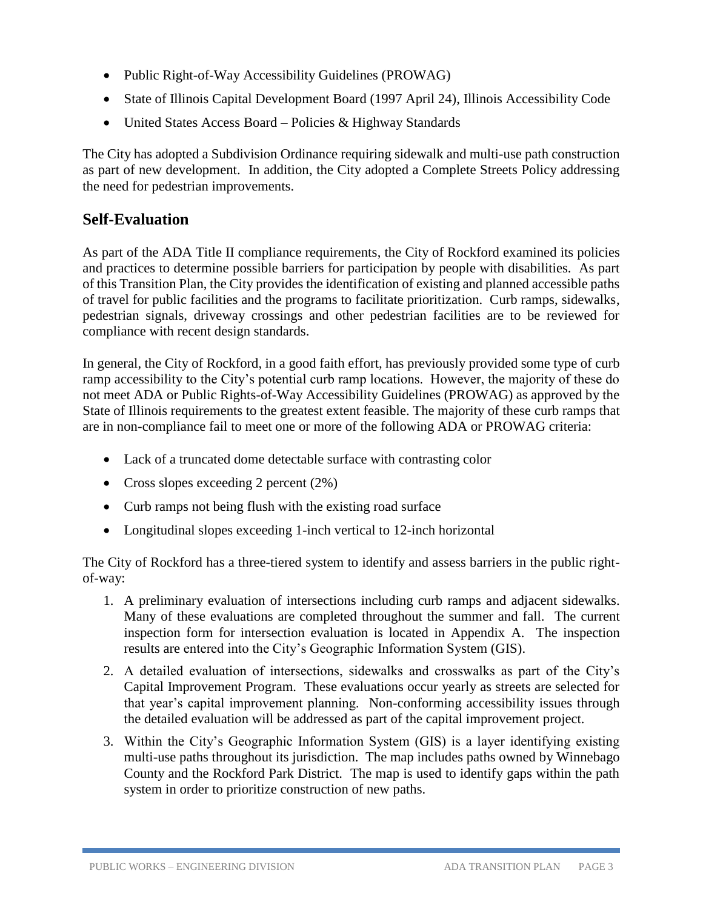- Public Right-of-Way Accessibility Guidelines (PROWAG)
- State of Illinois Capital Development Board (1997 April 24), Illinois Accessibility Code
- United States Access Board – Policies & Highway Standards

The City has adopted a Subdivision Ordinance requiring sidewalk and multi-use path construction as part of new development. In addition, the City adopted a Complete Streets Policy addressing the need for pedestrian improvements.

## Self-Evaluation

As part of the ADA Title II compliance requirements, the City of Rockford examined its policies and practices to determine possible barriers for participation by people with disabilities. As part of this Transition Plan, the City provides the identification of existing and planned accessible paths of travel for public facilities and the programs to facilitate prioritization. Curb ramps, sidewalks, pedestrian signals, driveway crossings and other pedestrian facilities are to be reviewed for compliance with recent design standards.

In general, the City of Rockford, in a good faith effort, has previously provided some type of curb ramp accessibility to the City's potential curb ramp locations. However, the majority of these do not meet ADA or Public Rights-of-Way Accessibility Guidelines (PROWAG) as approved by the State of Illinois requirements to the greatest extent feasible. The majority of these curb ramps that are in non-compliance fail to meet one or more of the following ADA or PROWAG criteria:

- Lack of a truncated dome detectable surface with contrasting color
- Cross slopes exceeding 2 percent (2%)
- Curb ramps not being flush with the existing road surface
- Longitudinal slopes exceeding 1-inch vertical to 12-inch horizontal

The City of Rockford has a three-tiered system to identify and assess barriers in the public right-of-way:

1. A preliminary evaluation of intersections including curb ramps and adjacent sidewalks. Many of these evaluations are completed throughout the summer and fall. The current inspection form for intersection evaluation is located in Appendix A. The inspection results are entered into the City's Geographic Information System (GIS).
2. A detailed evaluation of intersections, sidewalks and crosswalks as part of the City's Capital Improvement Program. These evaluations occur yearly as streets are selected for that year's capital improvement planning. Non-conforming accessibility issues through the detailed evaluation will be addressed as part of the capital improvement project.
3. Within the City's Geographic Information System (GIS) is a layer identifying existing multi-use paths throughout its jurisdiction. The map includes paths owned by Winnebago County and the Rockford Park District. The map is used to identify gaps within the path system in order to prioritize construction of new paths.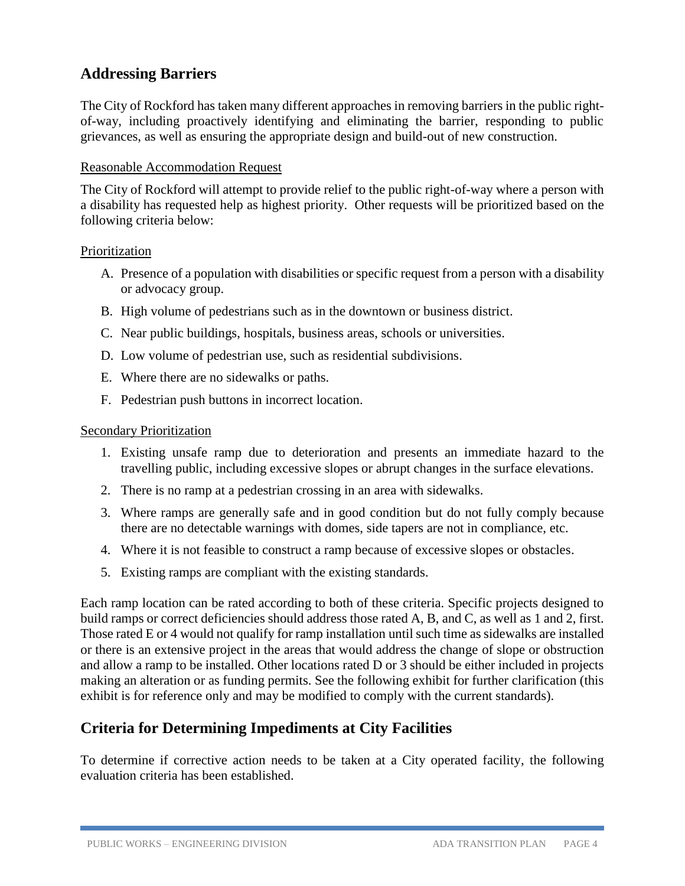## Addressing Barriers

The City of Rockford has taken many different approaches in removing barriers in the public right-of-way, including proactively identifying and eliminating the barrier, responding to public grievances, as well as ensuring the appropriate design and build-out of new construction.

Reasonable Accommodation Request

The City of Rockford will attempt to provide relief to the public right-of-way where a person with a disability has requested help as highest priority. Other requests will be prioritized based on the following criteria below:

Prioritization

A. Presence of a population with disabilities or specific request from a person with a disability or advocacy group.
B. High volume of pedestrians such as in the downtown or business district.
C. Near public buildings, hospitals, business areas, schools or universities.
D. Low volume of pedestrian use, such as residential subdivisions.
E. Where there are no sidewalks or paths.
F. Pedestrian push buttons in incorrect location.

Secondary Prioritization

1. Existing unsafe ramp due to deterioration and presents an immediate hazard to the travelling public, including excessive slopes or abrupt changes in the surface elevations.
2. There is no ramp at a pedestrian crossing in an area with sidewalks.
3. Where ramps are generally safe and in good condition but do not fully comply because there are no detectable warnings with domes, side tapers are not in compliance, etc.
4. Where it is not feasible to construct a ramp because of excessive slopes or obstacles.
5. Existing ramps are compliant with the existing standards.

Each ramp location can be rated according to both of these criteria. Specific projects designed to build ramps or correct deficiencies should address those rated A, B, and C, as well as 1 and 2, first. Those rated E or 4 would not qualify for ramp installation until such time as sidewalks are installed or there is an extensive project in the areas that would address the change of slope or obstruction and allow a ramp to be installed. Other locations rated D or 3 should be either included in projects making an alteration or as funding permits. See the following exhibit for further clarification (this exhibit is for reference only and may be modified to comply with the current standards).

## Criteria for Determining Impediments at City Facilities

To determine if corrective action needs to be taken at a City operated facility, the following evaluation criteria has been established.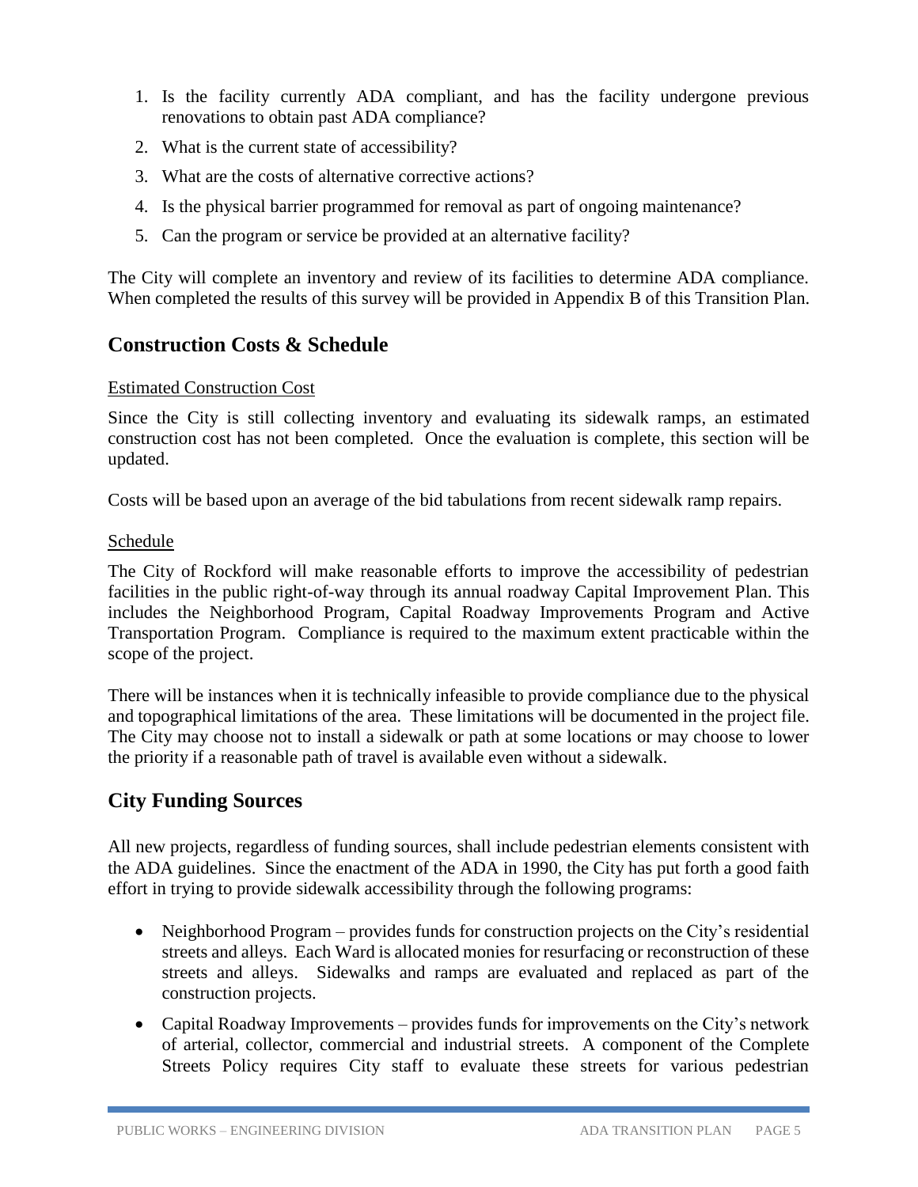1. Is the facility currently ADA compliant, and has the facility undergone previous renovations to obtain past ADA compliance?
2. What is the current state of accessibility?
3. What are the costs of alternative corrective actions?
4. Is the physical barrier programmed for removal as part of ongoing maintenance?
5. Can the program or service be provided at an alternative facility?

The City will complete an inventory and review of its facilities to determine ADA compliance. When completed the results of this survey will be provided in Appendix B of this Transition Plan.

## Construction Costs & Schedule

Estimated Construction Cost

Since the City is still collecting inventory and evaluating its sidewalk ramps, an estimated construction cost has not been completed. Once the evaluation is complete, this section will be updated.

Costs will be based upon an average of the bid tabulations from recent sidewalk ramp repairs.

Schedule

The City of Rockford will make reasonable efforts to improve the accessibility of pedestrian facilities in the public right-of-way through its annual roadway Capital Improvement Plan. This includes the Neighborhood Program, Capital Roadway Improvements Program and Active Transportation Program. Compliance is required to the maximum extent practicable within the scope of the project.

There will be instances when it is technically infeasible to provide compliance due to the physical and topographical limitations of the area. These limitations will be documented in the project file. The City may choose not to install a sidewalk or path at some locations or may choose to lower the priority if a reasonable path of travel is available even without a sidewalk.

## City Funding Sources

All new projects, regardless of funding sources, shall include pedestrian elements consistent with the ADA guidelines. Since the enactment of the ADA in 1990, the City has put forth a good faith effort in trying to provide sidewalk accessibility through the following programs:

- Neighborhood Program – provides funds for construction projects on the City's residential streets and alleys. Each Ward is allocated monies for resurfacing or reconstruction of these streets and alleys. Sidewalks and ramps are evaluated and replaced as part of the construction projects.
- Capital Roadway Improvements – provides funds for improvements on the City's network of arterial, collector, commercial and industrial streets. A component of the Complete Streets Policy requires City staff to evaluate these streets for various pedestrian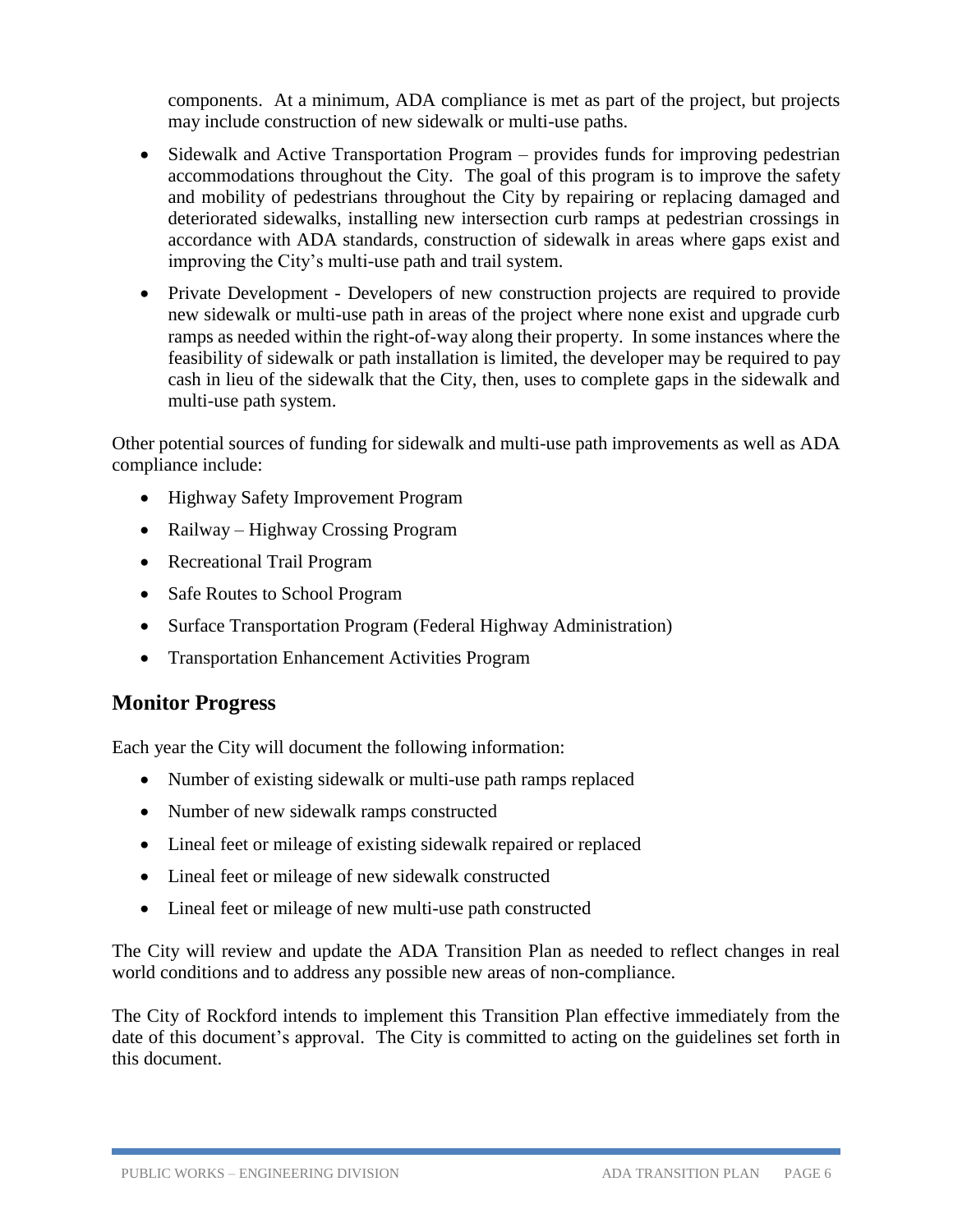components. At a minimum, ADA compliance is met as part of the project, but projects may include construction of new sidewalk or multi-use paths.

- Sidewalk and Active Transportation Program – provides funds for improving pedestrian accommodations throughout the City. The goal of this program is to improve the safety and mobility of pedestrians throughout the City by repairing or replacing damaged and deteriorated sidewalks, installing new intersection curb ramps at pedestrian crossings in accordance with ADA standards, construction of sidewalk in areas where gaps exist and improving the City's multi-use path and trail system.
- Private Development - Developers of new construction projects are required to provide new sidewalk or multi-use path in areas of the project where none exist and upgrade curb ramps as needed within the right-of-way along their property. In some instances where the feasibility of sidewalk or path installation is limited, the developer may be required to pay cash in lieu of the sidewalk that the City, then, uses to complete gaps in the sidewalk and multi-use path system.

Other potential sources of funding for sidewalk and multi-use path improvements as well as ADA compliance include:

- Highway Safety Improvement Program
- Railway – Highway Crossing Program
- Recreational Trail Program
- Safe Routes to School Program
- Surface Transportation Program (Federal Highway Administration)
- Transportation Enhancement Activities Program

## Monitor Progress

Each year the City will document the following information:

- Number of existing sidewalk or multi-use path ramps replaced
- Number of new sidewalk ramps constructed
- Lineal feet or mileage of existing sidewalk repaired or replaced
- Lineal feet or mileage of new sidewalk constructed
- Lineal feet or mileage of new multi-use path constructed

The City will review and update the ADA Transition Plan as needed to reflect changes in real world conditions and to address any possible new areas of non-compliance.

The City of Rockford intends to implement this Transition Plan effective immediately from the date of this document's approval. The City is committed to acting on the guidelines set forth in this document.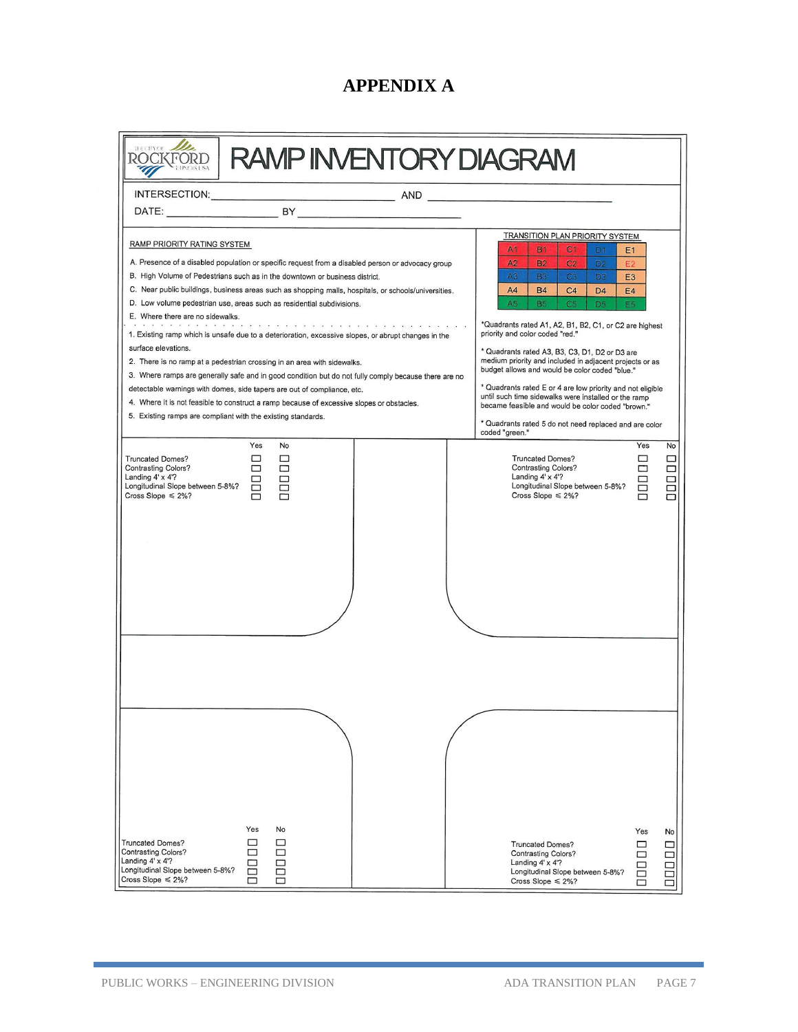# APPENDIX A

THE CITY OF ROCKFORD ILLINOIS USA

## RAMP INVENTORY DIAGRAM

INTERSECTION: ______________________________ AND ______________________________

DATE: ____________________ BY ______________________________

RAMP PRIORITY RATING SYSTEM

A. Presence of a disabled population or specific request from a disabled person or advocacy group

B. High Volume of Pedestrians such as in the downtown or business district.

C. Near public buildings, business areas such as shopping malls, hospitals, or schools/universities.

D. Low volume pedestrian use, areas such as residential subdivisions.

E. Where there are no sidewalks.

1. Existing ramp which is unsafe due to a deterioration, excessive slopes, or abrupt changes in the surface elevations.
2. There is no ramp at a pedestrian crossing in an area with sidewalks.
3. Where ramps are generally safe and in good condition but do not fully comply because there are no detectable warnings with domes, side tapers are out of compliance, etc.
4. Where it is not feasible to construct a ramp because of excessive slopes or obstacles.
5. Existing ramps are compliant with the existing standards.

TRANSITION PLAN PRIORITY SYSTEM

| | | | | |
|---|---|---|---|---|
| A1 | B1 | C1 | D1 | E1 |
| A2 | B2 | C2 | D2 | E2 |
| A3 | B3 | C3 | D3 | E3 |
| A4 | B4 | C4 | D4 | E4 |
| A5 | B5 | C5 | D5 | E5 |

*Quadrants rated A1, A2, B1, B2, C1, or C2 are highest priority and color coded "red."

* Quadrants rated A3, B3, C3, D1, D2 or D3 are medium priority and included in adjacent projects or as budget allows and would be color coded "blue."

* Quadrants rated E or 4 are low priority and not eligible until such time sidewalks were installed or the ramp became feasible and would be color coded "brown."

* Quadrants rated 5 do not need replaced and are color coded "green."

| | Yes | No |
|---|---|---|
| Truncated Domes? | ☐ | ☐ |
| Contrasting Colors? | ☐ | ☐ |
| Landing 4' x 4'? | ☐ | ☐ |
| Longitudinal Slope between 5-8%? | ☐ | ☐ |
| Cross Slope ≤ 2%? | ☐ | ☐ |

| | Yes | No |
|---|---|---|
| Truncated Domes? | ☐ | ☐ |
| Contrasting Colors? | ☐ | ☐ |
| Landing 4' x 4'? | ☐ | ☐ |
| Longitudinal Slope between 5-8%? | ☐ | ☐ |
| Cross Slope ≤ 2%? | ☐ | ☐ |

| | Yes | No |
|---|---|---|
| Truncated Domes? | ☐ | ☐ |
| Contrasting Colors? | ☐ | ☐ |
| Landing 4' x 4'? | ☐ | ☐ |
| Longitudinal Slope between 5-8%? | ☐ | ☐ |
| Cross Slope ≤ 2%? | ☐ | ☐ |

| | Yes | No |
|---|---|---|
| Truncated Domes? | ☐ | ☐ |
| Contrasting Colors? | ☐ | ☐ |
| Landing 4' x 4'? | ☐ | ☐ |
| Longitudinal Slope between 5-8%? | ☐ | ☐ |
| Cross Slope ≤ 2%? | ☐ | ☐ |